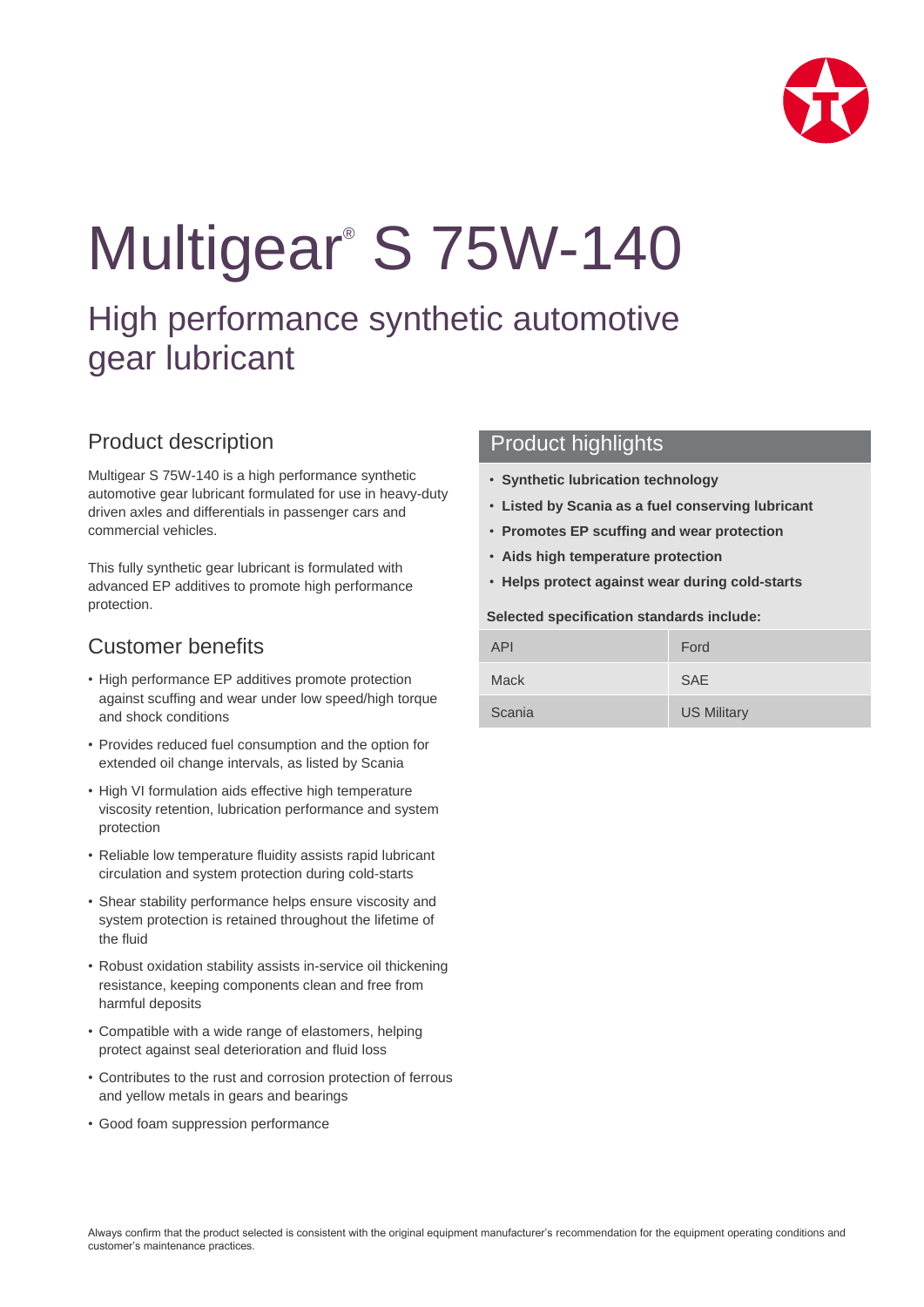# Multigear® S 75W-140

## High performance synthetic automotive gear lubricant

### Product description

Multigear S 75W-140 is a high performance synthetic automotive gear lubricant formulated for use in heavy-duty driven axles and differentials in passenger cars and commercial vehicles.

This fully synthetic gear lubricant is formulated with advanced EP additives to promote high performance protection.

### Customer benefits

- High performance EP additives promote protection against scuffing and wear under low speed/high torque and shock conditions
- Provides reduced fuel consumption and the option for extended oil change intervals, as listed by Scania
- High VI formulation aids effective high temperature viscosity retention, lubrication performance and system protection
- Reliable low temperature fluidity assists rapid lubricant circulation and system protection during cold-starts
- Shear stability performance helps ensure viscosity and system protection is retained throughout the lifetime of the fluid
- Robust oxidation stability assists in-service oil thickening resistance, keeping components clean and free from harmful deposits
- Compatible with a wide range of elastomers, helping protect against seal deterioration and fluid loss
- Contributes to the rust and corrosion protection of ferrous and yellow metals in gears and bearings
- Good foam suppression performance

### Product highlights

- **Synthetic lubrication technology**
- **Listed by Scania as a fuel conserving lubricant**
- **Promotes EP scuffing and wear protection**
- **Aids high temperature protection**
- **Helps protect against wear during cold-starts**

**Selected specification standards include:**

| | |
|---|---|
| API | Ford |
| Mack | SAE |
| Scania | US Military |

Always confirm that the product selected is consistent with the original equipment manufacturer's recommendation for the equipment operating conditions and customer's maintenance practices.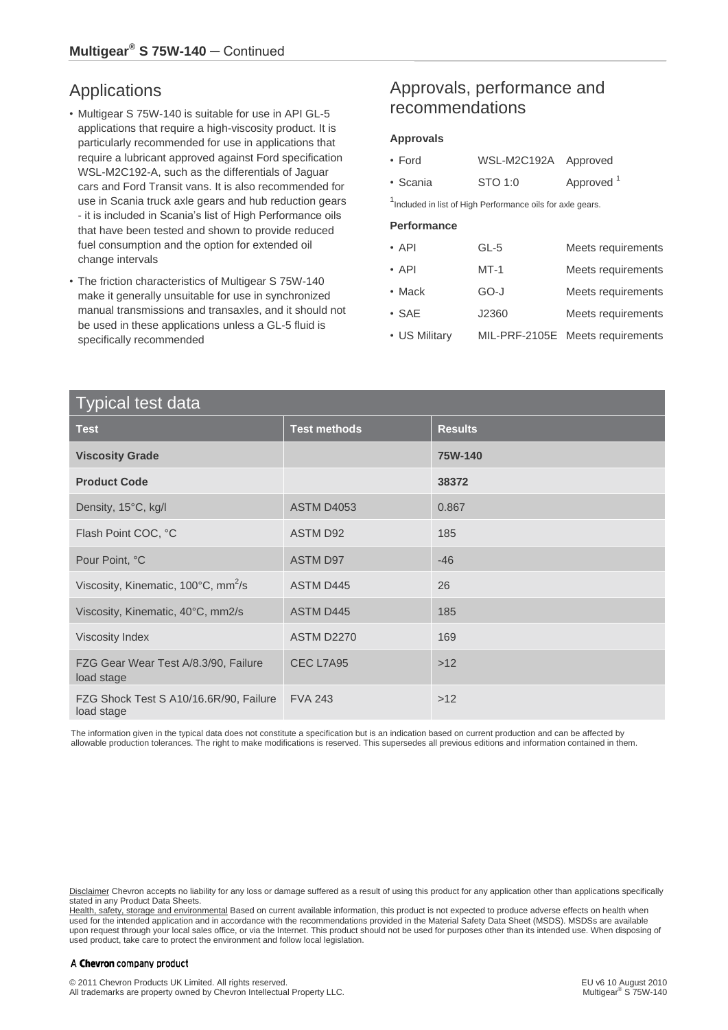## Applications

- Multigear S 75W-140 is suitable for use in API GL-5 applications that require a high-viscosity product. It is particularly recommended for use in applications that require a lubricant approved against Ford specification WSL-M2C192-A, such as the differentials of Jaguar cars and Ford Transit vans. It is also recommended for use in Scania truck axle gears and hub reduction gears - it is included in Scania's list of High Performance oils that have been tested and shown to provide reduced fuel consumption and the option for extended oil change intervals
- The friction characteristics of Multigear S 75W-140 make it generally unsuitable for use in synchronized manual transmissions and transaxles, and it should not be used in these applications unless a GL-5 fluid is specifically recommended

## Approvals, performance and recommendations

**Approvals**

| | | |
|---|---|---|
| • Ford | WSL-M2C192A | Approved |
| • Scania | STO 1:0 | Approved [1] |

[1] Included in list of High Performance oils for axle gears.

**Performance**

| | | |
|---|---|---|
| • API | GL-5 | Meets requirements |
| • API | MT-1 | Meets requirements |
| • Mack | GO-J | Meets requirements |
| • SAE | J2360 | Meets requirements |
| • US Military | MIL-PRF-2105E | Meets requirements |

## Typical test data

| Test | Test methods | Results |
|---|---|---|
| **Viscosity Grade** | | **75W-140** |
| **Product Code** | | **38372** |
| Density, 15°C, kg/l | ASTM D4053 | 0.867 |
| Flash Point COC, °C | ASTM D92 | 185 |
| Pour Point, °C | ASTM D97 | -46 |
| Viscosity, Kinematic, 100°C, $mm^2/s$ | ASTM D445 | 26 |
| Viscosity, Kinematic, 40°C, mm2/s | ASTM D445 | 185 |
| Viscosity Index | ASTM D2270 | 169 |
| FZG Gear Wear Test A/8.3/90, Failure load stage | CEC L7A95 | >12 |
| FZG Shock Test S A10/16.6R/90, Failure load stage | FVA 243 | >12 |

The information given in the typical data does not constitute a specification but is an indication based on current production and can be affected by allowable production tolerances. The right to make modifications is reserved. This supersedes all previous editions and information contained in them.

Disclaimer Chevron accepts no liability for any loss or damage suffered as a result of using this product for any application other than applications specifically stated in any Product Data Sheets.
Health, safety, storage and environmental Based on current available information, this product is not expected to produce adverse effects on health when used for the intended application and in accordance with the recommendations provided in the Material Safety Data Sheet (MSDS). MSDSs are available upon request through your local sales office, or via the Internet. This product should not be used for purposes other than its intended use. When disposing of used product, take care to protect the environment and follow local legislation.

A Chevron company product

© 2011 Chevron Products UK Limited. All rights reserved.
All trademarks are property owned by Chevron Intellectual Property LLC.

EU v6 10 August 2010
Multigear® S 75W-140